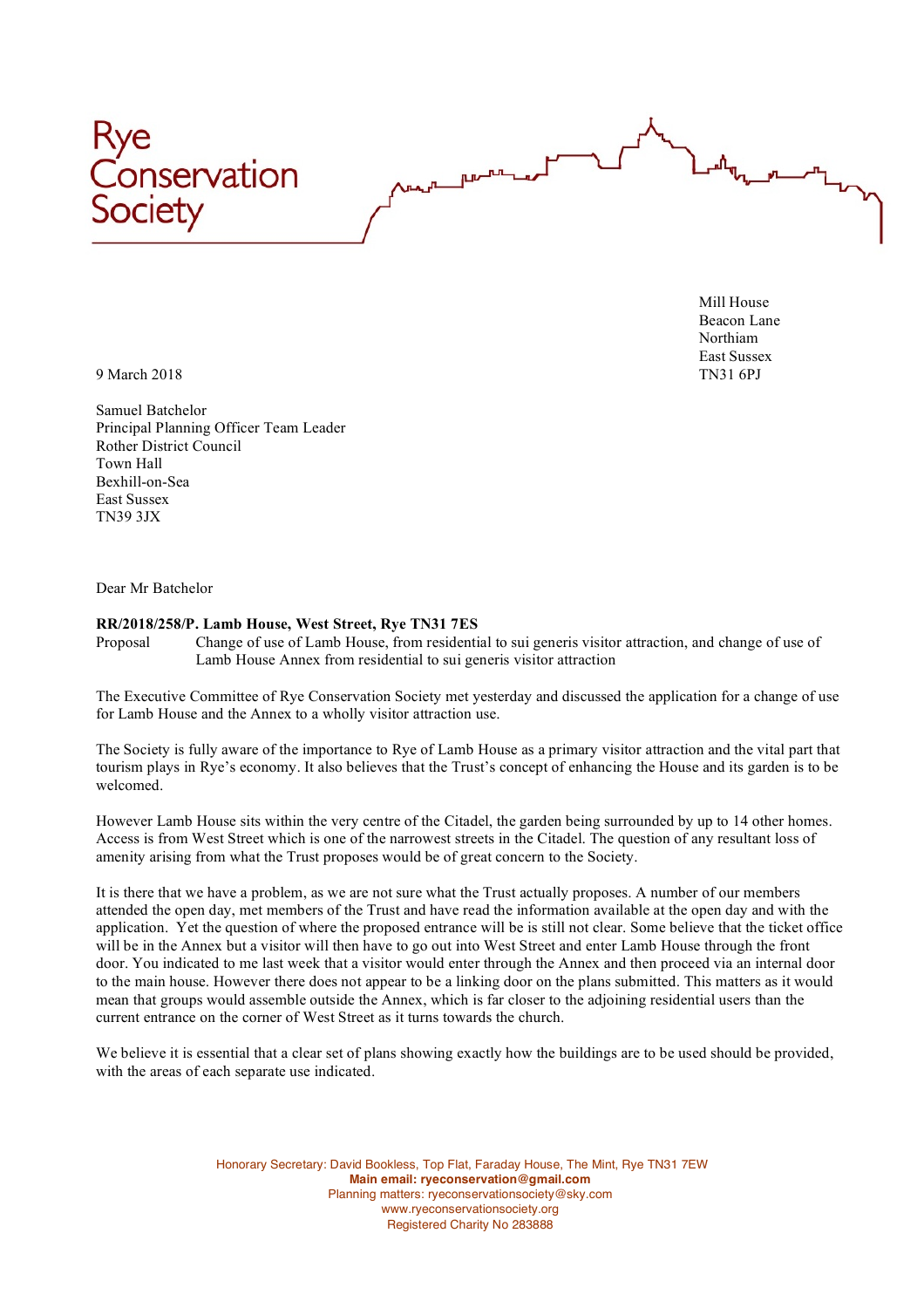Rye Conservation Society

Mill House
Beacon Lane
Northiam
East Sussex
TN31 6PJ

9 March 2018

Samuel Batchelor
Principal Planning Officer Team Leader
Rother District Council
Town Hall
Bexhill-on-Sea
East Sussex
TN39 3JX

Dear Mr Batchelor

**RR/2018/258/P. Lamb House, West Street, Rye TN31 7ES**

Proposal  Change of use of Lamb House, from residential to sui generis visitor attraction, and change of use of Lamb House Annex from residential to sui generis visitor attraction

The Executive Committee of Rye Conservation Society met yesterday and discussed the application for a change of use for Lamb House and the Annex to a wholly visitor attraction use.

The Society is fully aware of the importance to Rye of Lamb House as a primary visitor attraction and the vital part that tourism plays in Rye's economy. It also believes that the Trust's concept of enhancing the House and its garden is to be welcomed.

However Lamb House sits within the very centre of the Citadel, the garden being surrounded by up to 14 other homes. Access is from West Street which is one of the narrowest streets in the Citadel. The question of any resultant loss of amenity arising from what the Trust proposes would be of great concern to the Society.

It is there that we have a problem, as we are not sure what the Trust actually proposes. A number of our members attended the open day, met members of the Trust and have read the information available at the open day and with the application. Yet the question of where the proposed entrance will be is still not clear. Some believe that the ticket office will be in the Annex but a visitor will then have to go out into West Street and enter Lamb House through the front door. You indicated to me last week that a visitor would enter through the Annex and then proceed via an internal door to the main house. However there does not appear to be a linking door on the plans submitted. This matters as it would mean that groups would assemble outside the Annex, which is far closer to the adjoining residential users than the current entrance on the corner of West Street as it turns towards the church.

We believe it is essential that a clear set of plans showing exactly how the buildings are to be used should be provided, with the areas of each separate use indicated.

Honorary Secretary: David Bookless, Top Flat, Faraday House, The Mint, Rye TN31 7EW
**Main email: ryeconservation@gmail.com**
Planning matters: ryeconservationsociety@sky.com
www.ryeconservationsociety.org
Registered Charity No 283888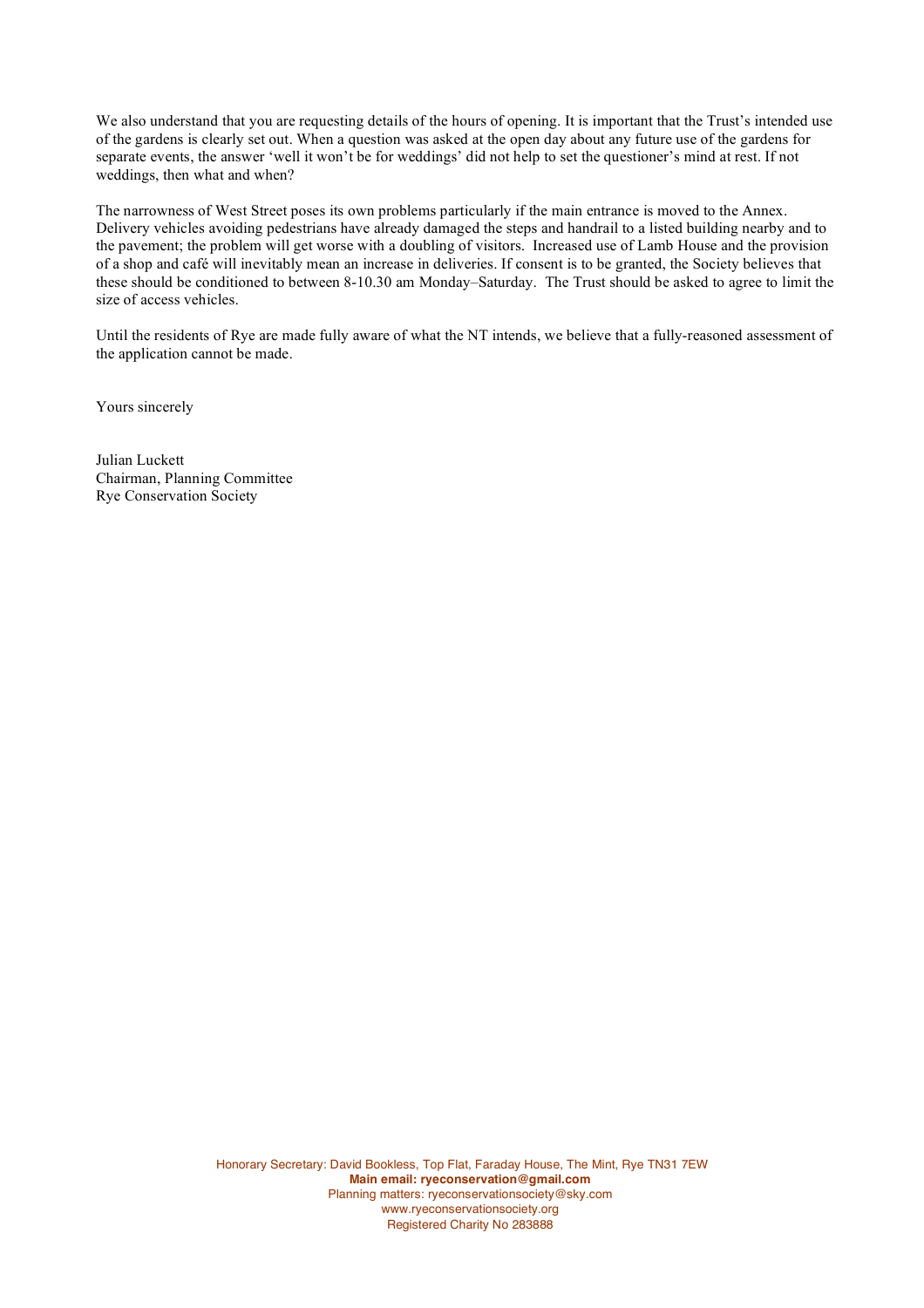We also understand that you are requesting details of the hours of opening. It is important that the Trust's intended use of the gardens is clearly set out. When a question was asked at the open day about any future use of the gardens for separate events, the answer 'well it won't be for weddings' did not help to set the questioner's mind at rest. If not weddings, then what and when?

The narrowness of West Street poses its own problems particularly if the main entrance is moved to the Annex. Delivery vehicles avoiding pedestrians have already damaged the steps and handrail to a listed building nearby and to the pavement; the problem will get worse with a doubling of visitors. Increased use of Lamb House and the provision of a shop and café will inevitably mean an increase in deliveries. If consent is to be granted, the Society believes that these should be conditioned to between 8-10.30 am Monday–Saturday. The Trust should be asked to agree to limit the size of access vehicles.

Until the residents of Rye are made fully aware of what the NT intends, we believe that a fully-reasoned assessment of the application cannot be made.

Yours sincerely

Julian Luckett
Chairman, Planning Committee
Rye Conservation Society

Honorary Secretary: David Bookless, Top Flat, Faraday House, The Mint, Rye TN31 7EW
**Main email: ryeconservation@gmail.com**
Planning matters: ryeconservationsociety@sky.com
www.ryeconservationsociety.org
Registered Charity No 283888